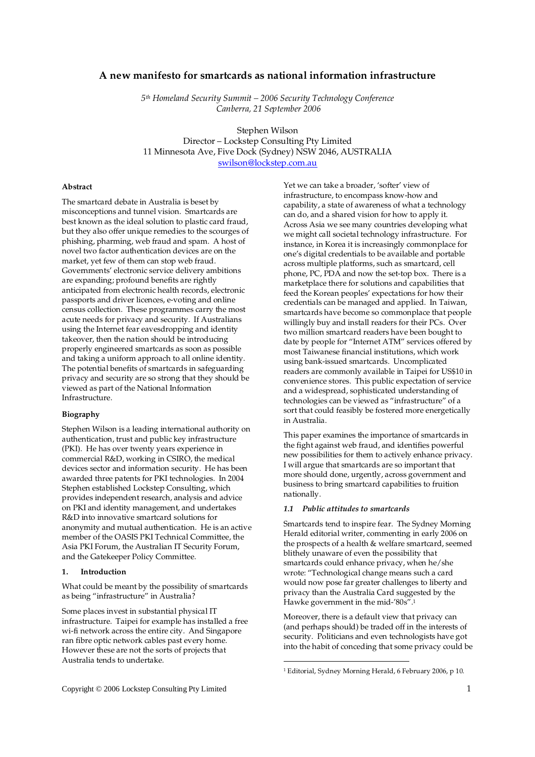# A new manifesto for smartcards as national information infrastructure

*5th Homeland Security Summit – 2006 Security Technology Conference*
*Canberra, 21 September 2006*

Stephen Wilson
Director – Lockstep Consulting Pty Limited
11 Minnesota Ave, Five Dock (Sydney) NSW 2046, AUSTRALIA
swilson@lockstep.com.au

**Abstract**

The smartcard debate in Australia is beset by misconceptions and tunnel vision. Smartcards are best known as the ideal solution to plastic card fraud, but they also offer unique remedies to the scourges of phishing, pharming, web fraud and spam. A host of novel two factor authentication devices are on the market, yet few of them can stop web fraud. Governments' electronic service delivery ambitions are expanding; profound benefits are rightly anticipated from electronic health records, electronic passports and driver licences, e-voting and online census collection. These programmes carry the most acute needs for privacy and security. If Australians using the Internet fear eavesdropping and identity takeover, then the nation should be introducing properly engineered smartcards as soon as possible and taking a uniform approach to all online identity. The potential benefits of smartcards in safeguarding privacy and security are so strong that they should be viewed as part of the National Information Infrastructure.

**Biography**

Stephen Wilson is a leading international authority on authentication, trust and public key infrastructure (PKI). He has over twenty years experience in commercial R&D, working in CSIRO, the medical devices sector and information security. He has been awarded three patents for PKI technologies. In 2004 Stephen established Lockstep Consulting, which provides independent research, analysis and advice on PKI and identity management, and undertakes R&D into innovative smartcard solutions for anonymity and mutual authentication. He is an active member of the OASIS PKI Technical Committee, the Asia PKI Forum, the Australian IT Security Forum, and the Gatekeeper Policy Committee.

## 1. Introduction

What could be meant by the possibility of smartcards as being "infrastructure" in Australia?

Some places invest in substantial physical IT infrastructure. Taipei for example has installed a free wi-fi network across the entire city. And Singapore ran fibre optic network cables past every home. However these are not the sorts of projects that Australia tends to undertake.

Yet we can take a broader, 'softer' view of infrastructure, to encompass know-how and capability, a state of awareness of what a technology can do, and a shared vision for how to apply it. Across Asia we see many countries developing what we might call societal technology infrastructure. For instance, in Korea it is increasingly commonplace for one's digital credentials to be available and portable across multiple platforms, such as smartcard, cell phone, PC, PDA and now the set-top box. There is a marketplace there for solutions and capabilities that feed the Korean peoples' expectations for how their credentials can be managed and applied. In Taiwan, smartcards have become so commonplace that people willingly buy and install readers for their PCs. Over two million smartcard readers have been bought to date by people for "Internet ATM" services offered by most Taiwanese financial institutions, which work using bank-issued smartcards. Uncomplicated readers are commonly available in Taipei for US$10 in convenience stores. This public expectation of service and a widespread, sophisticated understanding of technologies can be viewed as "infrastructure" of a sort that could feasibly be fostered more energetically in Australia.

This paper examines the importance of smartcards in the fight against web fraud, and identifies powerful new possibilities for them to actively enhance privacy. I will argue that smartcards are so important that more should done, urgently, across government and business to bring smartcard capabilities to fruition nationally.

### *1.1 Public attitudes to smartcards*

Smartcards tend to inspire fear. The Sydney Morning Herald editorial writer, commenting in early 2006 on the prospects of a health & welfare smartcard, seemed blithely unaware of even the possibility that smartcards could enhance privacy, when he/she wrote: "Technological change means such a card would now pose far greater challenges to liberty and privacy than the Australia Card suggested by the Hawke government in the mid-'80s".[1]

Moreover, there is a default view that privacy can (and perhaps should) be traded off in the interests of security. Politicians and even technologists have got into the habit of conceding that some privacy could be

[1] Editorial, Sydney Morning Herald, 6 February 2006, p 10.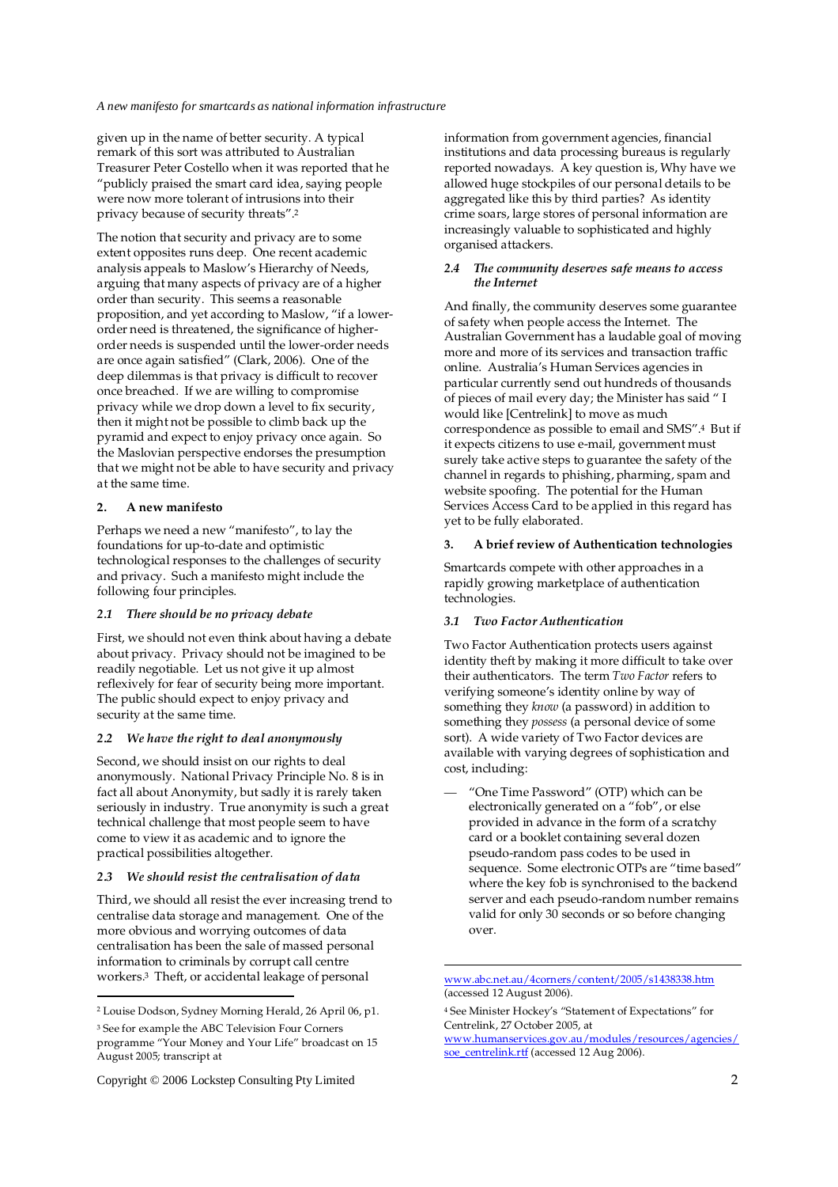given up in the name of better security. A typical remark of this sort was attributed to Australian Treasurer Peter Costello when it was reported that he "publicly praised the smart card idea, saying people were now more tolerant of intrusions into their privacy because of security threats".[2]

The notion that security and privacy are to some extent opposites runs deep. One recent academic analysis appeals to Maslow's Hierarchy of Needs, arguing that many aspects of privacy are of a higher order than security. This seems a reasonable proposition, and yet according to Maslow, "if a lower-order need is threatened, the significance of higher-order needs is suspended until the lower-order needs are once again satisfied" (Clark, 2006). One of the deep dilemmas is that privacy is difficult to recover once breached. If we are willing to compromise privacy while we drop down a level to fix security, then it might not be possible to climb back up the pyramid and expect to enjoy privacy once again. So the Maslovian perspective endorses the presumption that we might not be able to have security and privacy at the same time.

## 2. A new manifesto

Perhaps we need a new "manifesto", to lay the foundations for up-to-date and optimistic technological responses to the challenges of security and privacy. Such a manifesto might include the following four principles.

### *2.1 There should be no privacy debate*

First, we should not even think about having a debate about privacy. Privacy should not be imagined to be readily negotiable. Let us not give it up almost reflexively for fear of security being more important. The public should expect to enjoy privacy and security at the same time.

### *2.2 We have the right to deal anonymously*

Second, we should insist on our rights to deal anonymously. National Privacy Principle No. 8 is in fact all about Anonymity, but sadly it is rarely taken seriously in industry. True anonymity is such a great technical challenge that most people seem to have come to view it as academic and to ignore the practical possibilities altogether.

### *2.3 We should resist the centralisation of data*

Third, we should all resist the ever increasing trend to centralise data storage and management. One of the more obvious and worrying outcomes of data centralisation has been the sale of massed personal information to criminals by corrupt call centre workers.[3] Theft, or accidental leakage of personal information from government agencies, financial institutions and data processing bureaus is regularly reported nowadays. A key question is, Why have we allowed huge stockpiles of our personal details to be aggregated like this by third parties? As identity crime soars, large stores of personal information are increasingly valuable to sophisticated and highly organised attackers.

### *2.4 The community deserves safe means to access the Internet*

And finally, the community deserves some guarantee of safety when people access the Internet. The Australian Government has a laudable goal of moving more and more of its services and transaction traffic online. Australia's Human Services agencies in particular currently send out hundreds of thousands of pieces of mail every day; the Minister has said " I would like [Centrelink] to move as much correspondence as possible to email and SMS".[4] But if it expects citizens to use e-mail, government must surely take active steps to guarantee the safety of the channel in regards to phishing, pharming, spam and website spoofing. The potential for the Human Services Access Card to be applied in this regard has yet to be fully elaborated.

## 3. A brief review of Authentication technologies

Smartcards compete with other approaches in a rapidly growing marketplace of authentication technologies.

### *3.1 Two Factor Authentication*

Two Factor Authentication protects users against identity theft by making it more difficult to take over their authenticators. The term *Two Factor* refers to verifying someone's identity online by way of something they *know* (a password) in addition to something they *possess* (a personal device of some sort). A wide variety of Two Factor devices are available with varying degrees of sophistication and cost, including:

— "One Time Password" (OTP) which can be electronically generated on a "fob", or else provided in advance in the form of a scratchy card or a booklet containing several dozen pseudo-random pass codes to be used in sequence. Some electronic OTPs are "time based" where the key fob is synchronised to the backend server and each pseudo-random number remains valid for only 30 seconds or so before changing over.

---

[2] Louise Dodson, Sydney Morning Herald, 26 April 06, p1.

[3] See for example the ABC Television Four Corners programme "Your Money and Your Life" broadcast on 15 August 2005; transcript at www.abc.net.au/4corners/content/2005/s1438338.htm (accessed 12 August 2006).

[4] See Minister Hockey's "Statement of Expectations" for Centrelink, 27 October 2005, at www.humanservices.gov.au/modules/resources/agencies/soe_centrelink.rtf (accessed 12 Aug 2006).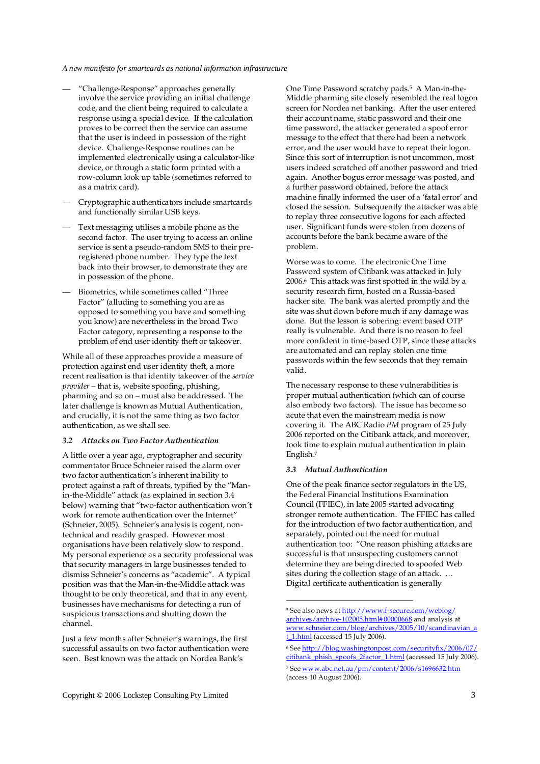- "Challenge-Response" approaches generally involve the service providing an initial challenge code, and the client being required to calculate a response using a special device. If the calculation proves to be correct then the service can assume that the user is indeed in possession of the right device. Challenge-Response routines can be implemented electronically using a calculator-like device, or through a static form printed with a row-column look up table (sometimes referred to as a matrix card).
- Cryptographic authenticators include smartcards and functionally similar USB keys.
- Text messaging utilises a mobile phone as the second factor. The user trying to access an online service is sent a pseudo-random SMS to their pre-registered phone number. They type the text back into their browser, to demonstrate they are in possession of the phone.
- Biometrics, while sometimes called "Three Factor" (alluding to something you are as opposed to something you have and something you know) are nevertheless in the broad Two Factor category, representing a response to the problem of end user identity theft or takeover.

While all of these approaches provide a measure of protection against end user identity theft, a more recent realisation is that identity takeover of the *service provider* – that is, website spoofing, phishing, pharming and so on – must also be addressed. The later challenge is known as Mutual Authentication, and crucially, it is not the same thing as two factor authentication, as we shall see.

### 3.2 *Attacks on Two Factor Authentication*

A little over a year ago, cryptographer and security commentator Bruce Schneier raised the alarm over two factor authentication's inherent inability to protect against a raft of threats, typified by the "Man-in-the-Middle" attack (as explained in section 3.4 below) warning that "two-factor authentication won't work for remote authentication over the Internet" (Schneier, 2005). Schneier's analysis is cogent, non-technical and readily grasped. However most organisations have been relatively slow to respond. My personal experience as a security professional was that security managers in large businesses tended to dismiss Schneier's concerns as "academic". A typical position was that the Man-in-the-Middle attack was thought to be only theoretical, and that in any event, businesses have mechanisms for detecting a run of suspicious transactions and shutting down the channel.

Just a few months after Schneier's warnings, the first successful assaults on two factor authentication were seen. Best known was the attack on Nordea Bank's One Time Password scratchy pads.[5] A Man-in-the-Middle pharming site closely resembled the real logon screen for Nordea net banking. After the user entered their account name, static password and their one time password, the attacker generated a spoof error message to the effect that there had been a network error, and the user would have to repeat their logon. Since this sort of interruption is not uncommon, most users indeed scratched off another password and tried again. Another bogus error message was posted, and a further password obtained, before the attack machine finally informed the user of a 'fatal error' and closed the session. Subsequently the attacker was able to replay three consecutive logons for each affected user. Significant funds were stolen from dozens of accounts before the bank became aware of the problem.

Worse was to come. The electronic One Time Password system of Citibank was attacked in July 2006.[6] This attack was first spotted in the wild by a security research firm, hosted on a Russia-based hacker site. The bank was alerted promptly and the site was shut down before much if any damage was done. But the lesson is sobering: event based OTP really is vulnerable. And there is no reason to feel more confident in time-based OTP, since these attacks are automated and can replay stolen one time passwords within the few seconds that they remain valid.

The necessary response to these vulnerabilities is proper mutual authentication (which can of course also embody two factors). The issue has become so acute that even the mainstream media is now covering it. The ABC Radio *PM* program of 25 July 2006 reported on the Citibank attack, and moreover, took time to explain mutual authentication in plain English.[7]

### 3.3 *Mutual Authentication*

One of the peak finance sector regulators in the US, the Federal Financial Institutions Examination Council (FFIEC), in late 2005 started advocating stronger remote authentication. The FFIEC has called for the introduction of two factor authentication, and separately, pointed out the need for mutual authentication too: "One reason phishing attacks are successful is that unsuspecting customers cannot determine they are being directed to spoofed Web sites during the collection stage of an attack. … Digital certificate authentication is generally

---

[5] See also news at http://www.f-secure.com/weblog/archives/archive-102005.html#00000668 and analysis at www.schneier.com/blog/archives/2005/10/scandinavian_at_1.html (accessed 15 July 2006).

[6] See http://blog.washingtonpost.com/securityfix/2006/07/citibank_phish_spoofs_2factor_1.html (accessed 15 July 2006).

[7] See www.abc.net.au/pm/content/2006/s1696632.htm (access 10 August 2006).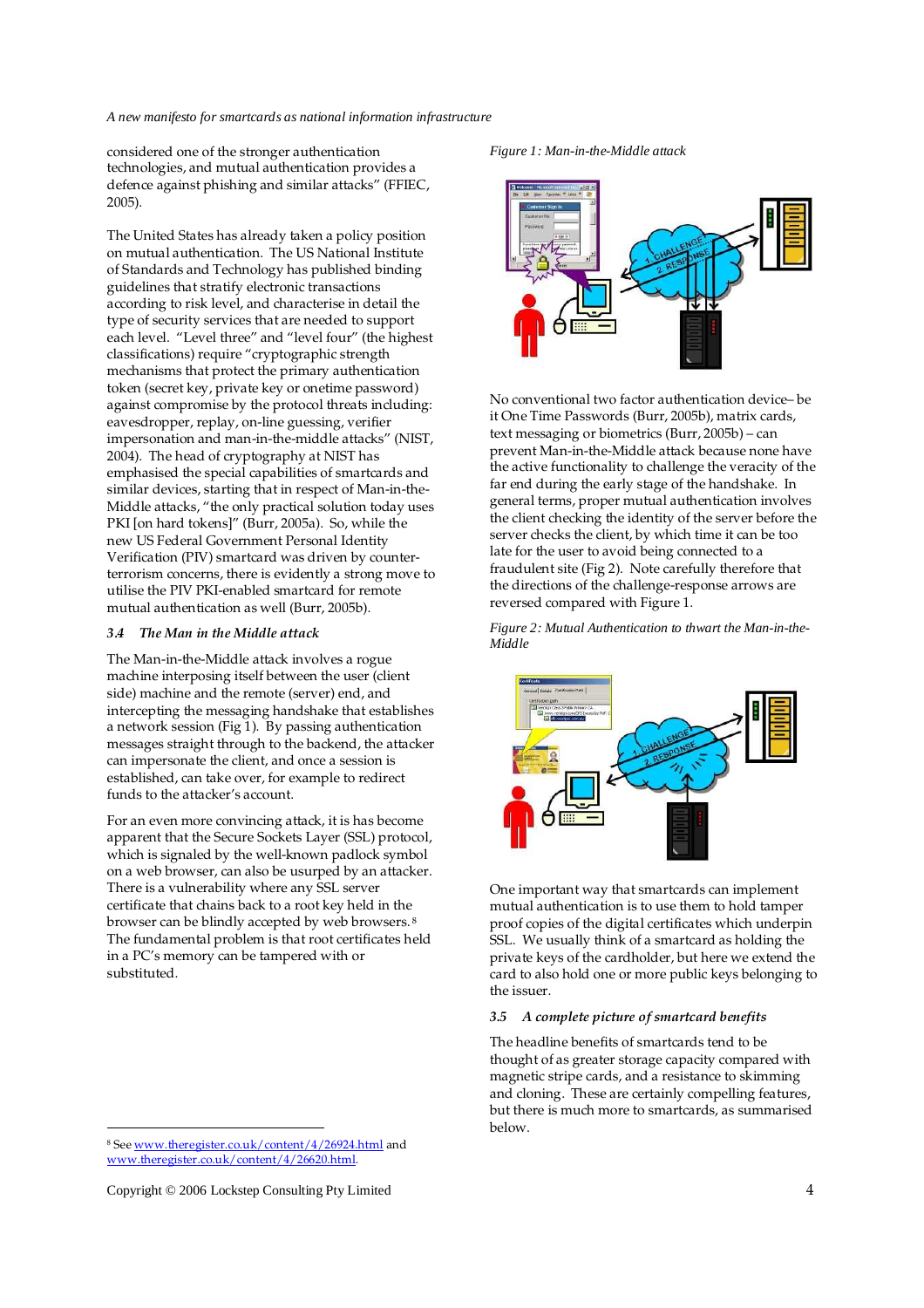considered one of the stronger authentication technologies, and mutual authentication provides a defence against phishing and similar attacks" (FFIEC, 2005).

The United States has already taken a policy position on mutual authentication. The US National Institute of Standards and Technology has published binding guidelines that stratify electronic transactions according to risk level, and characterise in detail the type of security services that are needed to support each level. "Level three" and "level four" (the highest classifications) require "cryptographic strength mechanisms that protect the primary authentication token (secret key, private key or onetime password) against compromise by the protocol threats including: eavesdropper, replay, on-line guessing, verifier impersonation and man-in-the-middle attacks" (NIST, 2004). The head of cryptography at NIST has emphasised the special capabilities of smartcards and similar devices, starting that in respect of Man-in-the-Middle attacks, "the only practical solution today uses PKI [on hard tokens]" (Burr, 2005a). So, while the new US Federal Government Personal Identity Verification (PIV) smartcard was driven by counter-terrorism concerns, there is evidently a strong move to utilise the PIV PKI-enabled smartcard for remote mutual authentication as well (Burr, 2005b).

### *3.4 The Man in the Middle attack*

The Man-in-the-Middle attack involves a rogue machine interposing itself between the user (client side) machine and the remote (server) end, and intercepting the messaging handshake that establishes a network session (Fig 1). By passing authentication messages straight through to the backend, the attacker can impersonate the client, and once a session is established, can take over, for example to redirect funds to the attacker's account.

For an even more convincing attack, it is has become apparent that the Secure Sockets Layer (SSL) protocol, which is signaled by the well-known padlock symbol on a web browser, can also be usurped by an attacker. There is a vulnerability where any SSL server certificate that chains back to a root key held in the browser can be blindly accepted by web browsers.[8] The fundamental problem is that root certificates held in a PC's memory can be tampered with or substituted.

*Figure 1: Man-in-the-Middle attack*

No conventional two factor authentication device– be it One Time Passwords (Burr, 2005b), matrix cards, text messaging or biometrics (Burr, 2005b) – can prevent Man-in-the-Middle attack because none have the active functionality to challenge the veracity of the far end during the early stage of the handshake. In general terms, proper mutual authentication involves the client checking the identity of the server before the server checks the client, by which time it can be too late for the user to avoid being connected to a fraudulent site (Fig 2). Note carefully therefore that the directions of the challenge-response arrows are reversed compared with Figure 1.

*Figure 2: Mutual Authentication to thwart the Man-in-the-Middle*

One important way that smartcards can implement mutual authentication is to use them to hold tamper proof copies of the digital certificates which underpin SSL. We usually think of a smartcard as holding the private keys of the cardholder, but here we extend the card to also hold one or more public keys belonging to the issuer.

### *3.5 A complete picture of smartcard benefits*

The headline benefits of smartcards tend to be thought of as greater storage capacity compared with magnetic stripe cards, and a resistance to skimming and cloning. These are certainly compelling features, but there is much more to smartcards, as summarised below.

[8] See www.theregister.co.uk/content/4/26924.html and www.theregister.co.uk/content/4/26620.html.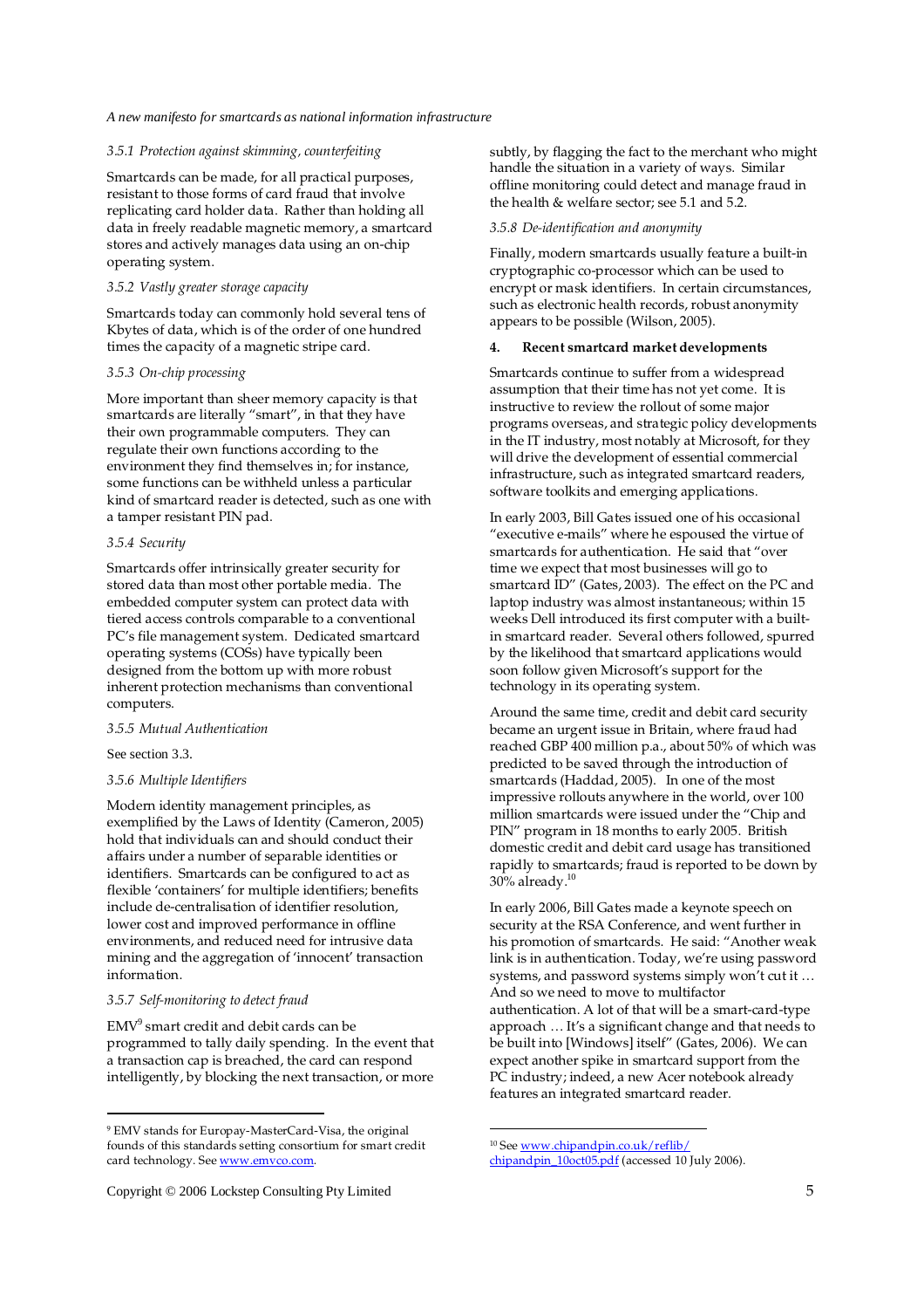#### 3.5.1 Protection against skimming, counterfeiting

Smartcards can be made, for all practical purposes, resistant to those forms of card fraud that involve replicating card holder data. Rather than holding all data in freely readable magnetic memory, a smartcard stores and actively manages data using an on-chip operating system.

#### 3.5.2 Vastly greater storage capacity

Smartcards today can commonly hold several tens of Kbytes of data, which is of the order of one hundred times the capacity of a magnetic stripe card.

#### 3.5.3 On-chip processing

More important than sheer memory capacity is that smartcards are literally "smart", in that they have their own programmable computers. They can regulate their own functions according to the environment they find themselves in; for instance, some functions can be withheld unless a particular kind of smartcard reader is detected, such as one with a tamper resistant PIN pad.

#### 3.5.4 Security

Smartcards offer intrinsically greater security for stored data than most other portable media. The embedded computer system can protect data with tiered access controls comparable to a conventional PC's file management system. Dedicated smartcard operating systems (COSs) have typically been designed from the bottom up with more robust inherent protection mechanisms than conventional computers.

#### 3.5.5 Mutual Authentication

See section 3.3.

#### 3.5.6 Multiple Identifiers

Modern identity management principles, as exemplified by the Laws of Identity (Cameron, 2005) hold that individuals can and should conduct their affairs under a number of separable identities or identifiers. Smartcards can be configured to act as flexible 'containers' for multiple identifiers; benefits include de-centralisation of identifier resolution, lower cost and improved performance in offline environments, and reduced need for intrusive data mining and the aggregation of 'innocent' transaction information.

#### 3.5.7 Self-monitoring to detect fraud

EMV[9] smart credit and debit cards can be programmed to tally daily spending. In the event that a transaction cap is breached, the card can respond intelligently, by blocking the next transaction, or more subtly, by flagging the fact to the merchant who might handle the situation in a variety of ways. Similar offline monitoring could detect and manage fraud in the health & welfare sector; see 5.1 and 5.2.

#### 3.5.8 De-identification and anonymity

Finally, modern smartcards usually feature a built-in cryptographic co-processor which can be used to encrypt or mask identifiers. In certain circumstances, such as electronic health records, robust anonymity appears to be possible (Wilson, 2005).

## 4. Recent smartcard market developments

Smartcards continue to suffer from a widespread assumption that their time has not yet come. It is instructive to review the rollout of some major programs overseas, and strategic policy developments in the IT industry, most notably at Microsoft, for they will drive the development of essential commercial infrastructure, such as integrated smartcard readers, software toolkits and emerging applications.

In early 2003, Bill Gates issued one of his occasional "executive e-mails" where he espoused the virtue of smartcards for authentication. He said that "over time we expect that most businesses will go to smartcard ID" (Gates, 2003). The effect on the PC and laptop industry was almost instantaneous; within 15 weeks Dell introduced its first computer with a built-in smartcard reader. Several others followed, spurred by the likelihood that smartcard applications would soon follow given Microsoft's support for the technology in its operating system.

Around the same time, credit and debit card security became an urgent issue in Britain, where fraud had reached GBP 400 million p.a., about 50% of which was predicted to be saved through the introduction of smartcards (Haddad, 2005). In one of the most impressive rollouts anywhere in the world, over 100 million smartcards were issued under the "Chip and PIN" program in 18 months to early 2005. British domestic credit and debit card usage has transitioned rapidly to smartcards; fraud is reported to be down by 30% already.[10]

In early 2006, Bill Gates made a keynote speech on security at the RSA Conference, and went further in his promotion of smartcards. He said: "Another weak link is in authentication. Today, we're using password systems, and password systems simply won't cut it … And so we need to move to multifactor authentication. A lot of that will be a smart-card-type approach … It's a significant change and that needs to be built into [Windows] itself" (Gates, 2006). We can expect another spike in smartcard support from the PC industry; indeed, a new Acer notebook already features an integrated smartcard reader.

---

[9] EMV stands for Europay-MasterCard-Visa, the original founds of this standards setting consortium for smart credit card technology. See www.emvco.com.

[10] See www.chipandpin.co.uk/reflib/chipandpin_10oct05.pdf (accessed 10 July 2006).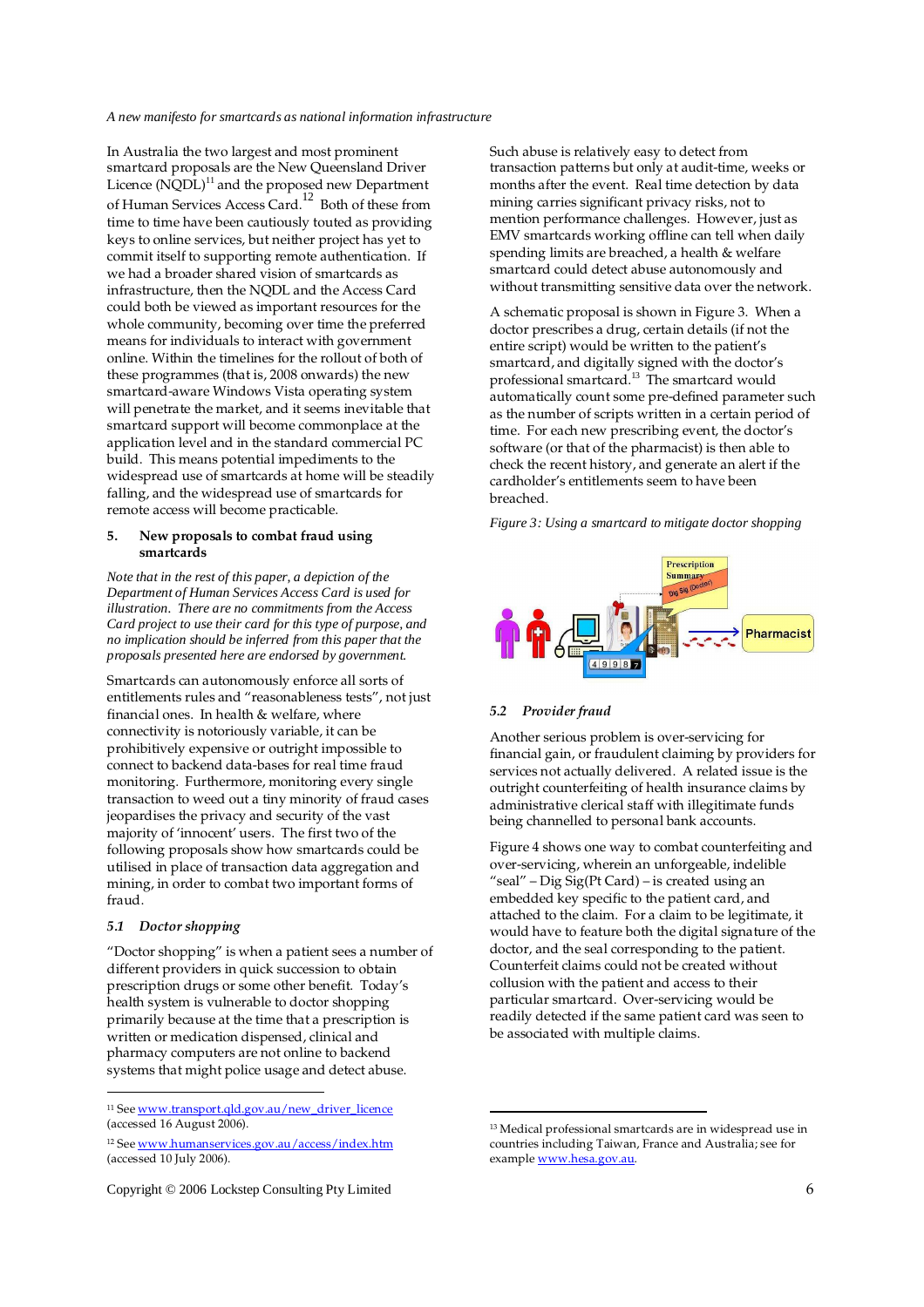In Australia the two largest and most prominent smartcard proposals are the New Queensland Driver Licence (NQDL)[11] and the proposed new Department of Human Services Access Card.[12] Both of these from time to time have been cautiously touted as providing keys to online services, but neither project has yet to commit itself to supporting remote authentication. If we had a broader shared vision of smartcards as infrastructure, then the NQDL and the Access Card could both be viewed as important resources for the whole community, becoming over time the preferred means for individuals to interact with government online. Within the timelines for the rollout of both of these programmes (that is, 2008 onwards) the new smartcard-aware Windows Vista operating system will penetrate the market, and it seems inevitable that smartcard support will become commonplace at the application level and in the standard commercial PC build. This means potential impediments to the widespread use of smartcards at home will be steadily falling, and the widespread use of smartcards for remote access will become practicable.

## 5. New proposals to combat fraud using smartcards

*Note that in the rest of this paper, a depiction of the Department of Human Services Access Card is used for illustration. There are no commitments from the Access Card project to use their card for this type of purpose, and no implication should be inferred from this paper that the proposals presented here are endorsed by government.*

Smartcards can autonomously enforce all sorts of entitlements rules and "reasonableness tests", not just financial ones. In health & welfare, where connectivity is notoriously variable, it can be prohibitively expensive or outright impossible to connect to backend data-bases for real time fraud monitoring. Furthermore, monitoring every single transaction to weed out a tiny minority of fraud cases jeopardises the privacy and security of the vast majority of 'innocent' users. The first two of the following proposals show how smartcards could be utilised in place of transaction data aggregation and mining, in order to combat two important forms of fraud.

### *5.1 Doctor shopping*

"Doctor shopping" is when a patient sees a number of different providers in quick succession to obtain prescription drugs or some other benefit. Today's health system is vulnerable to doctor shopping primarily because at the time that a prescription is written or medication dispensed, clinical and pharmacy computers are not online to backend systems that might police usage and detect abuse.

Such abuse is relatively easy to detect from transaction patterns but only at audit-time, weeks or months after the event. Real time detection by data mining carries significant privacy risks, not to mention performance challenges. However, just as EMV smartcards working offline can tell when daily spending limits are breached, a health & welfare smartcard could detect abuse autonomously and without transmitting sensitive data over the network.

A schematic proposal is shown in Figure 3. When a doctor prescribes a drug, certain details (if not the entire script) would be written to the patient's smartcard, and digitally signed with the doctor's professional smartcard.[13] The smartcard would automatically count some pre-defined parameter such as the number of scripts written in a certain period of time. For each new prescribing event, the doctor's software (or that of the pharmacist) is then able to check the recent history, and generate an alert if the cardholder's entitlements seem to have been breached.

*Figure 3: Using a smartcard to mitigate doctor shopping*

### *5.2 Provider fraud*

Another serious problem is over-servicing for financial gain, or fraudulent claiming by providers for services not actually delivered. A related issue is the outright counterfeiting of health insurance claims by administrative clerical staff with illegitimate funds being channelled to personal bank accounts.

Figure 4 shows one way to combat counterfeiting and over-servicing, wherein an unforgeable, indelible "seal" – Dig Sig(Pt Card) – is created using an embedded key specific to the patient card, and attached to the claim. For a claim to be legitimate, it would have to feature both the digital signature of the doctor, and the seal corresponding to the patient. Counterfeit claims could not be created without collusion with the patient and access to their particular smartcard. Over-servicing would be readily detected if the same patient card was seen to be associated with multiple claims.

---

[11] See www.transport.qld.gov.au/new_driver_licence (accessed 16 August 2006).

[12] See www.humanservices.gov.au/access/index.htm (accessed 10 July 2006).

[13] Medical professional smartcards are in widespread use in countries including Taiwan, France and Australia; see for example www.hesa.gov.au.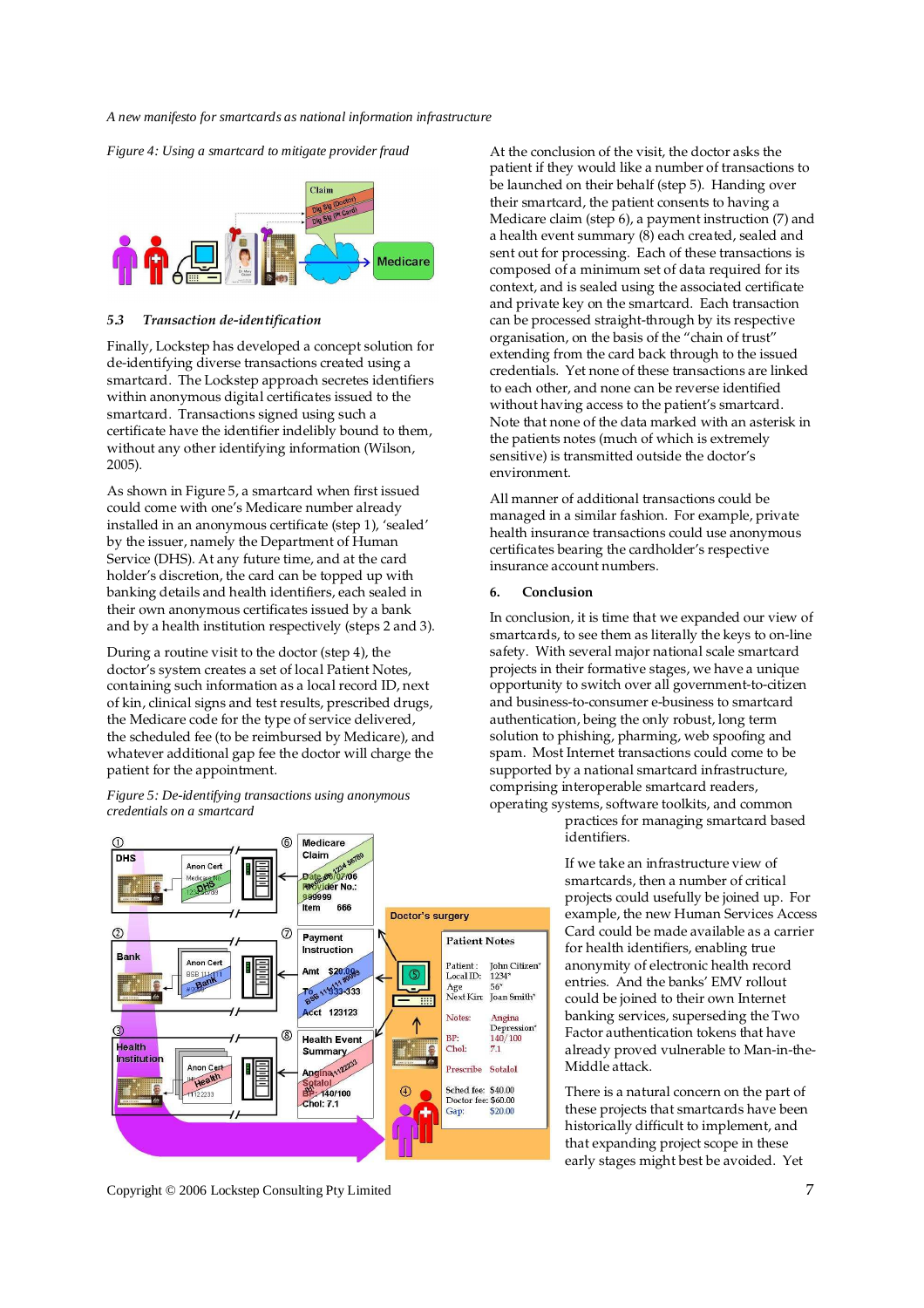*Figure 4: Using a smartcard to mitigate provider fraud*

### 5.3 *Transaction de-identification*

Finally, Lockstep has developed a concept solution for de-identifying diverse transactions created using a smartcard. The Lockstep approach secretes identifiers within anonymous digital certificates issued to the smartcard. Transactions signed using such a certificate have the identifier indelibly bound to them, without any other identifying information (Wilson, 2005).

As shown in Figure 5, a smartcard when first issued could come with one's Medicare number already installed in an anonymous certificate (step 1), 'sealed' by the issuer, namely the Department of Human Service (DHS). At any future time, and at the card holder's discretion, the card can be topped up with banking details and health identifiers, each sealed in their own anonymous certificates issued by a bank and by a health institution respectively (steps 2 and 3).

During a routine visit to the doctor (step 4), the doctor's system creates a set of local Patient Notes, containing such information as a local record ID, next of kin, clinical signs and test results, prescribed drugs, the Medicare code for the type of service delivered, the scheduled fee (to be reimbursed by Medicare), and whatever additional gap fee the doctor will charge the patient for the appointment.

*Figure 5: De-identifying transactions using anonymous credentials on a smartcard*

At the conclusion of the visit, the doctor asks the patient if they would like a number of transactions to be launched on their behalf (step 5). Handing over their smartcard, the patient consents to having a Medicare claim (step 6), a payment instruction (7) and a health event summary (8) each created, sealed and sent out for processing. Each of these transactions is composed of a minimum set of data required for its context, and is sealed using the associated certificate and private key on the smartcard. Each transaction can be processed straight-through by its respective organisation, on the basis of the "chain of trust" extending from the card back through to the issued credentials. Yet none of these transactions are linked to each other, and none can be reverse identified without having access to the patient's smartcard. Note that none of the data marked with an asterisk in the patients notes (much of which is extremely sensitive) is transmitted outside the doctor's environment.

All manner of additional transactions could be managed in a similar fashion. For example, private health insurance transactions could use anonymous certificates bearing the cardholder's respective insurance account numbers.

## 6. Conclusion

In conclusion, it is time that we expanded our view of smartcards, to see them as literally the keys to on-line safety. With several major national scale smartcard projects in their formative stages, we have a unique opportunity to switch over all government-to-citizen and business-to-consumer e-business to smartcard authentication, being the only robust, long term solution to phishing, pharming, web spoofing and spam. Most Internet transactions could come to be supported by a national smartcard infrastructure, comprising interoperable smartcard readers, operating systems, software toolkits, and common practices for managing smartcard based identifiers.

If we take an infrastructure view of smartcards, then a number of critical projects could usefully be joined up. For example, the new Human Services Access Card could be made available as a carrier for health identifiers, enabling true anonymity of electronic health record entries. And the banks' EMV rollout could be joined to their own Internet banking services, superseding the Two Factor authentication tokens that have already proved vulnerable to Man-in-the-Middle attack.

There is a natural concern on the part of these projects that smartcards have been historically difficult to implement, and that expanding project scope in these early stages might best be avoided. Yet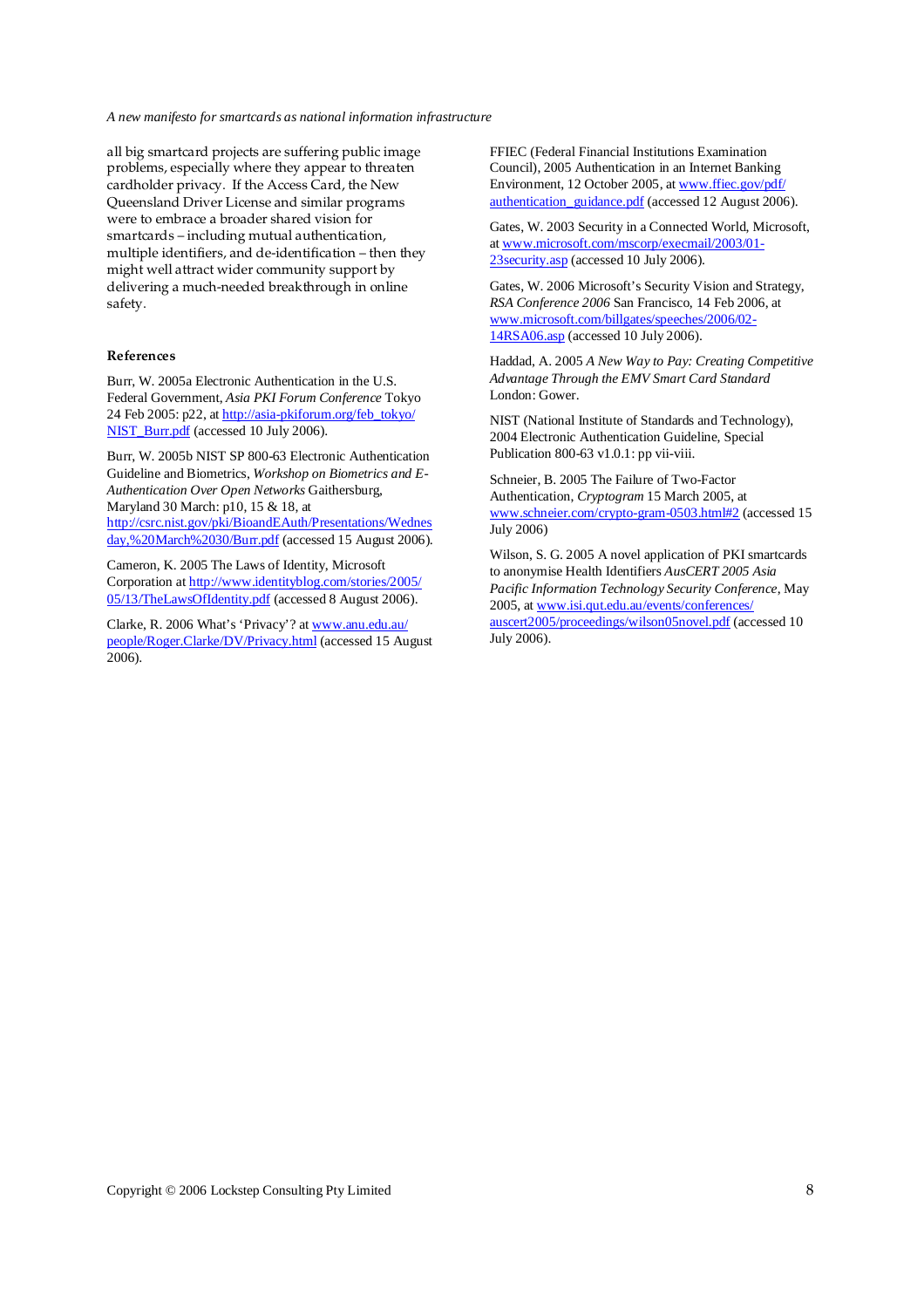all big smartcard projects are suffering public image problems, especially where they appear to threaten cardholder privacy. If the Access Card, the New Queensland Driver License and similar programs were to embrace a broader shared vision for smartcards – including mutual authentication, multiple identifiers, and de-identification – then they might well attract wider community support by delivering a much-needed breakthrough in online safety.

### References

Burr, W. 2005a Electronic Authentication in the U.S. Federal Government, *Asia PKI Forum Conference* Tokyo 24 Feb 2005: p22, at http://asia-pkiforum.org/feb_tokyo/NIST_Burr.pdf (accessed 10 July 2006).

Burr, W. 2005b NIST SP 800-63 Electronic Authentication Guideline and Biometrics, *Workshop on Biometrics and E-Authentication Over Open Networks* Gaithersburg, Maryland 30 March: p10, 15 & 18, at http://csrc.nist.gov/pki/BioandEAuth/Presentations/Wednesday,%20March%2030/Burr.pdf (accessed 15 August 2006).

Cameron, K. 2005 The Laws of Identity, Microsoft Corporation at http://www.identityblog.com/stories/2005/05/13/TheLawsOfIdentity.pdf (accessed 8 August 2006).

Clarke, R. 2006 What's 'Privacy'? at www.anu.edu.au/people/Roger.Clarke/DV/Privacy.html (accessed 15 August 2006).

FFIEC (Federal Financial Institutions Examination Council), 2005 Authentication in an Internet Banking Environment, 12 October 2005, at www.ffiec.gov/pdf/authentication_guidance.pdf (accessed 12 August 2006).

Gates, W. 2003 Security in a Connected World, Microsoft, at www.microsoft.com/mscorp/execmail/2003/01-23security.asp (accessed 10 July 2006).

Gates, W. 2006 Microsoft's Security Vision and Strategy, *RSA Conference 2006* San Francisco, 14 Feb 2006, at www.microsoft.com/billgates/speeches/2006/02-14RSA06.asp (accessed 10 July 2006).

Haddad, A. 2005 *A New Way to Pay: Creating Competitive Advantage Through the EMV Smart Card Standard* London: Gower.

NIST (National Institute of Standards and Technology), 2004 Electronic Authentication Guideline, Special Publication 800-63 v1.0.1: pp vii-viii.

Schneier, B. 2005 The Failure of Two-Factor Authentication, *Cryptogram* 15 March 2005, at www.schneier.com/crypto-gram-0503.html#2 (accessed 15 July 2006)

Wilson, S. G. 2005 A novel application of PKI smartcards to anonymise Health Identifiers *AusCERT 2005 Asia Pacific Information Technology Security Conference*, May 2005, at www.isi.qut.edu.au/events/conferences/auscert2005/proceedings/wilson05novel.pdf (accessed 10 July 2006).

Copyright © 2006 Lockstep Consulting Pty Limited